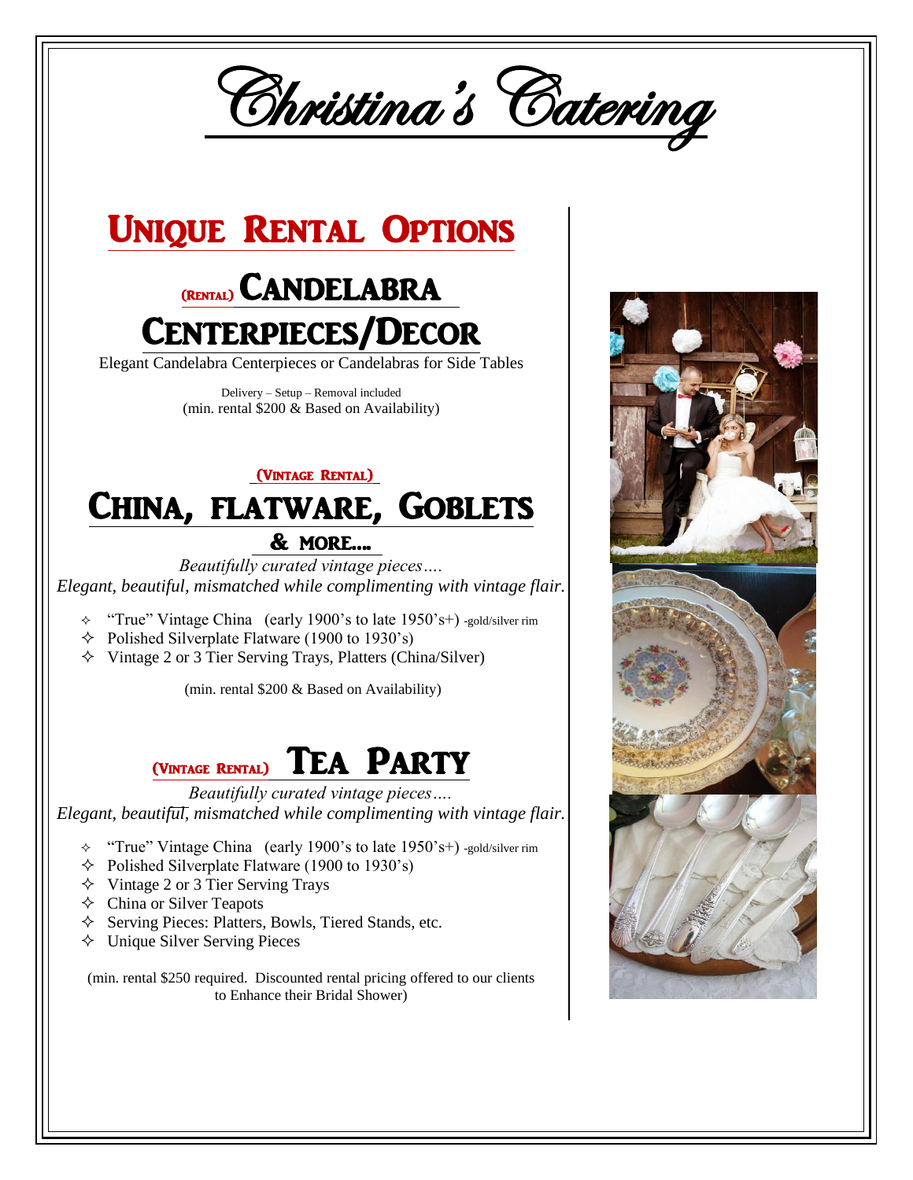# Christina's Catering

## Unique Rental Options

### (Rental) Candelabra Centerpieces/Decor

Elegant Candelabra Centerpieces or Candelabras for Side Tables

Delivery – Setup – Removal included
(min. rental $200 & Based on Availability)

### (Vintage Rental) China, flatware, Goblets & more….

*Beautifully curated vintage pieces….*
*Elegant, beautiful, mismatched while complimenting with vintage flair.*

- "True" Vintage China (early 1900's to late 1950's+) -gold/silver rim
- Polished Silverplate Flatware (1900 to 1930's)
- Vintage 2 or 3 Tier Serving Trays, Platters (China/Silver)

(min. rental $200 & Based on Availability)

### (Vintage Rental) Tea Party

*Beautifully curated vintage pieces….*
*Elegant, beautiful, mismatched while complimenting with vintage flair.*

- "True" Vintage China (early 1900's to late 1950's+) -gold/silver rim
- Polished Silverplate Flatware (1900 to 1930's)
- Vintage 2 or 3 Tier Serving Trays
- China or Silver Teapots
- Serving Pieces: Platters, Bowls, Tiered Stands, etc.
- Unique Silver Serving Pieces

(min. rental $250 required. Discounted rental pricing offered to our clients to Enhance their Bridal Shower)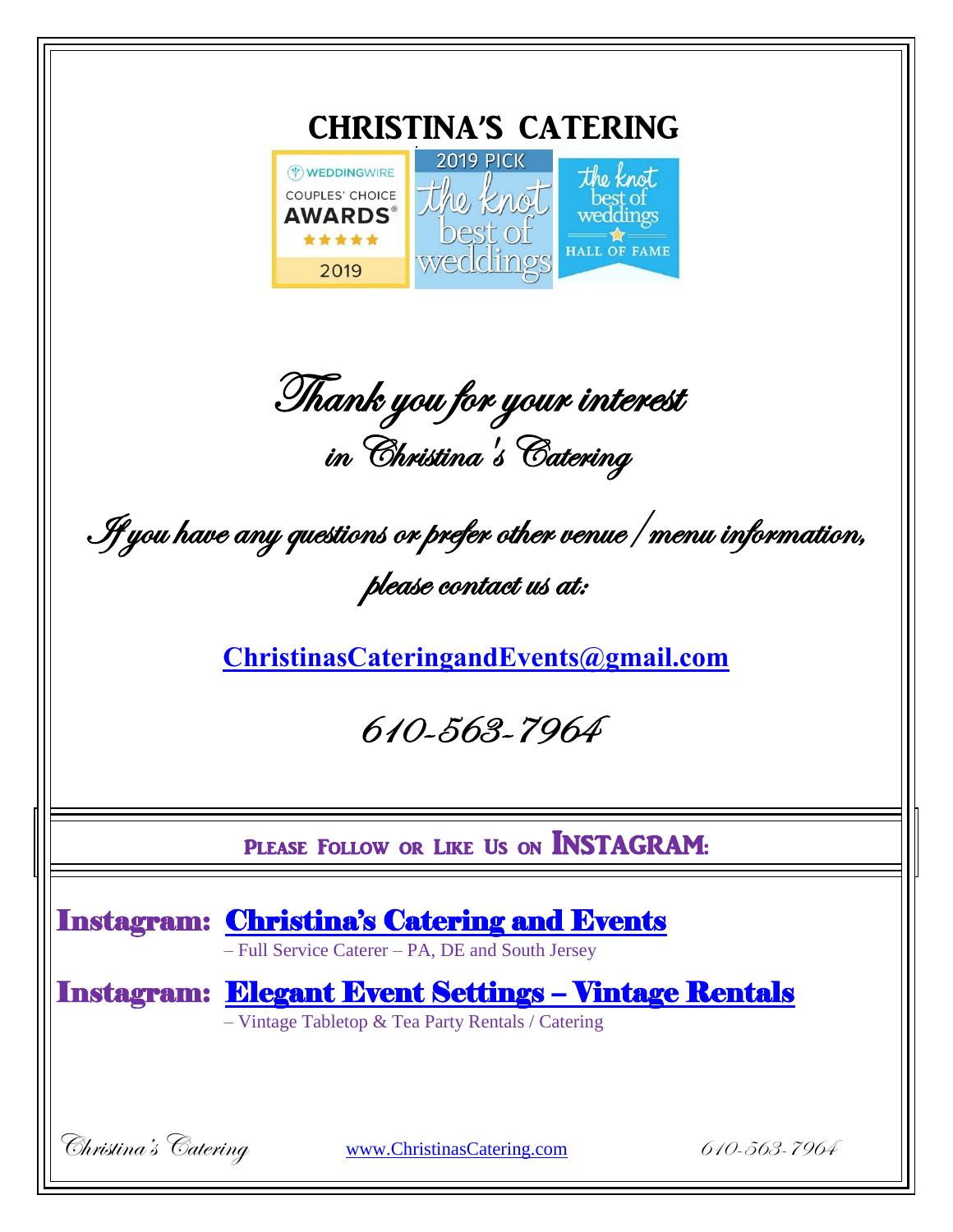# CHRISTINA'S CATERING

*Thank you for your interest*
*in Christina's Catering*

*If you have any questions or prefer other venue/menu information,*
*please contact us at:*

**ChristinasCateringandEvents@gmail.com**

*610-563-7964*

## PLEASE FOLLOW OR LIKE US ON INSTAGRAM:

**Instagram: Christina's Catering and Events**
– Full Service Caterer – PA, DE and South Jersey

**Instagram: Elegant Event Settings – Vintage Rentals**
– Vintage Tabletop & Tea Party Rentals / Catering

*Christina's Catering* www.ChristinasCatering.com *610-563-7964*